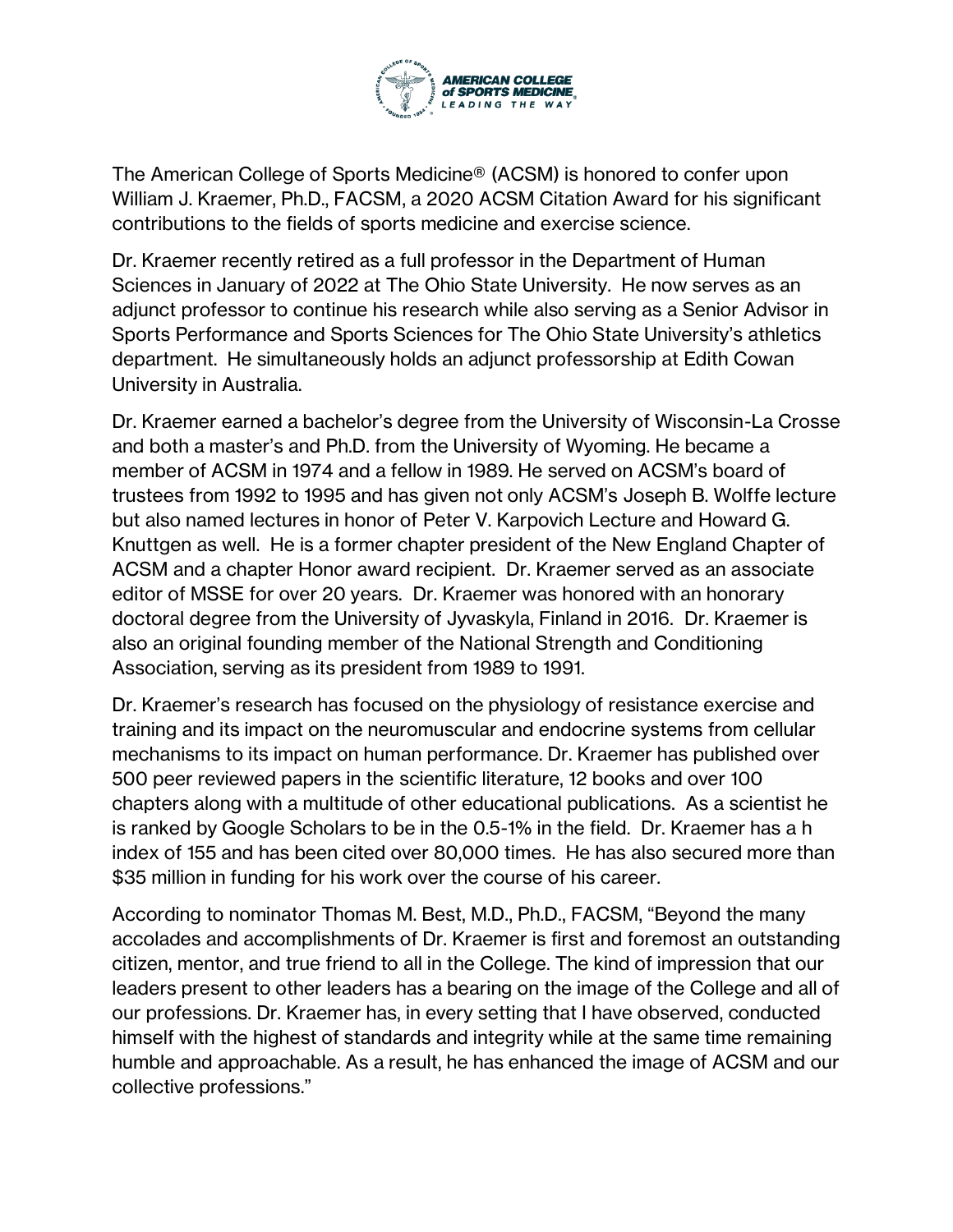The American College of Sports Medicine® (ACSM) is honored to confer upon William J. Kraemer, Ph.D., FACSM, a 2020 ACSM Citation Award for his significant contributions to the fields of sports medicine and exercise science.

Dr. Kraemer recently retired as a full professor in the Department of Human Sciences in January of 2022 at The Ohio State University. He now serves as an adjunct professor to continue his research while also serving as a Senior Advisor in Sports Performance and Sports Sciences for The Ohio State University's athletics department. He simultaneously holds an adjunct professorship at Edith Cowan University in Australia.

Dr. Kraemer earned a bachelor's degree from the University of Wisconsin-La Crosse and both a master's and Ph.D. from the University of Wyoming. He became a member of ACSM in 1974 and a fellow in 1989. He served on ACSM's board of trustees from 1992 to 1995 and has given not only ACSM's Joseph B. Wolffe lecture but also named lectures in honor of Peter V. Karpovich Lecture and Howard G. Knuttgen as well. He is a former chapter president of the New England Chapter of ACSM and a chapter Honor award recipient. Dr. Kraemer served as an associate editor of MSSE for over 20 years. Dr. Kraemer was honored with an honorary doctoral degree from the University of Jyvaskyla, Finland in 2016. Dr. Kraemer is also an original founding member of the National Strength and Conditioning Association, serving as its president from 1989 to 1991.

Dr. Kraemer's research has focused on the physiology of resistance exercise and training and its impact on the neuromuscular and endocrine systems from cellular mechanisms to its impact on human performance. Dr. Kraemer has published over 500 peer reviewed papers in the scientific literature, 12 books and over 100 chapters along with a multitude of other educational publications. As a scientist he is ranked by Google Scholars to be in the 0.5-1% in the field. Dr. Kraemer has a h index of 155 and has been cited over 80,000 times. He has also secured more than $35 million in funding for his work over the course of his career.

According to nominator Thomas M. Best, M.D., Ph.D., FACSM, "Beyond the many accolades and accomplishments of Dr. Kraemer is first and foremost an outstanding citizen, mentor, and true friend to all in the College. The kind of impression that our leaders present to other leaders has a bearing on the image of the College and all of our professions. Dr. Kraemer has, in every setting that I have observed, conducted himself with the highest of standards and integrity while at the same time remaining humble and approachable. As a result, he has enhanced the image of ACSM and our collective professions."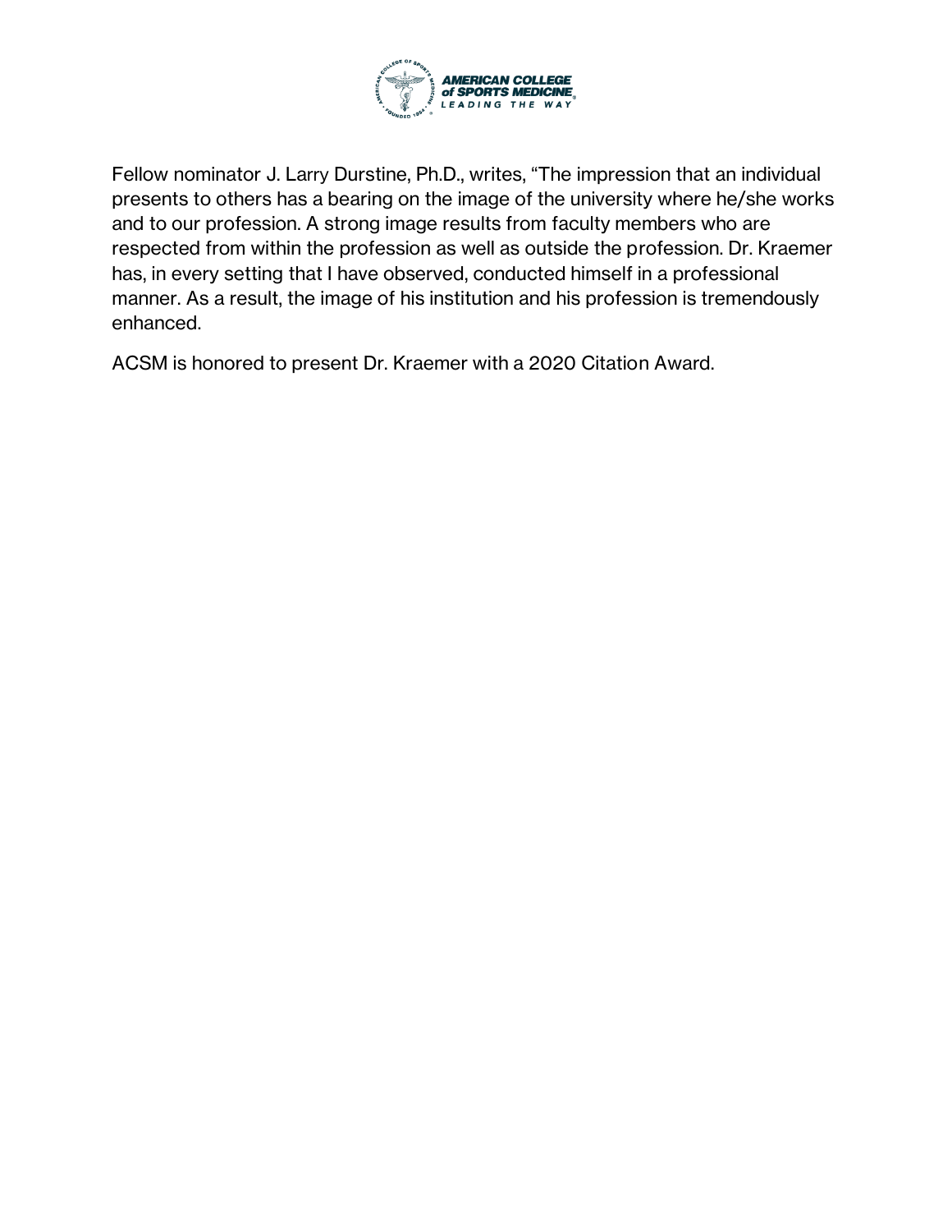Fellow nominator J. Larry Durstine, Ph.D., writes, "The impression that an individual presents to others has a bearing on the image of the university where he/she works and to our profession. A strong image results from faculty members who are respected from within the profession as well as outside the profession. Dr. Kraemer has, in every setting that I have observed, conducted himself in a professional manner. As a result, the image of his institution and his profession is tremendously enhanced.

ACSM is honored to present Dr. Kraemer with a 2020 Citation Award.